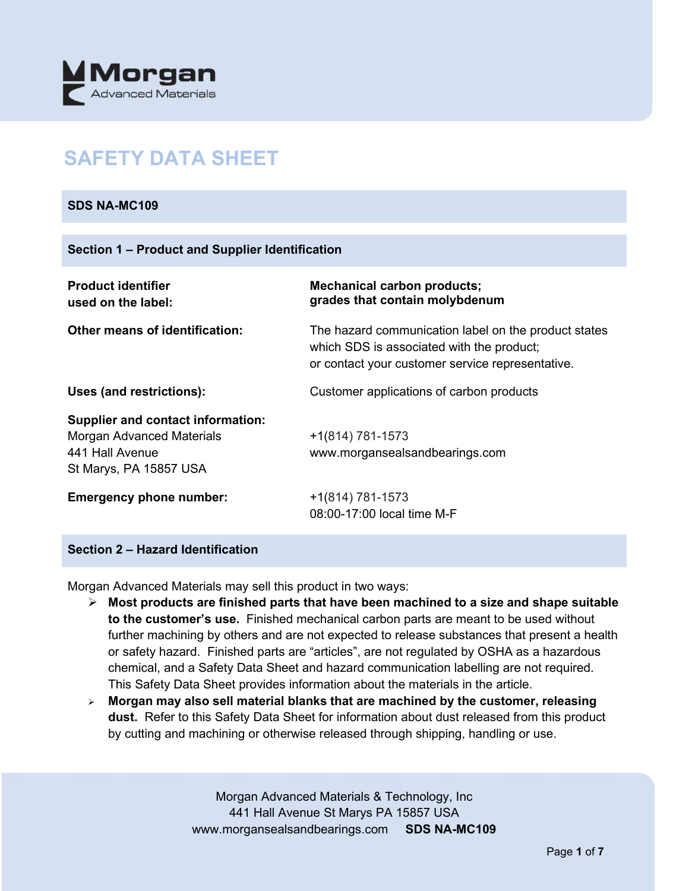Morgan Advanced Materials

# SAFETY DATA SHEET

**SDS NA-MC109**

## Section 1 – Product and Supplier Identification

| | |
|---|---|
| **Product identifier used on the label:** | **Mechanical carbon products; grades that contain molybdenum** |
| **Other means of identification:** | The hazard communication label on the product states which SDS is associated with the product; or contact your customer service representative. |
| **Uses (and restrictions):** | Customer applications of carbon products |
| **Supplier and contact information:** Morgan Advanced Materials 441 Hall Avenue St Marys, PA 15857 USA | +1(814) 781-1573 www.morgansealsandbearings.com |
| **Emergency phone number:** | +1(814) 781-1573 08:00-17:00 local time M-F |

## Section 2 – Hazard Identification

Morgan Advanced Materials may sell this product in two ways:

- **Most products are finished parts that have been machined to a size and shape suitable to the customer's use.** Finished mechanical carbon parts are meant to be used without further machining by others and are not expected to release substances that present a health or safety hazard. Finished parts are "articles", are not regulated by OSHA as a hazardous chemical, and a Safety Data Sheet and hazard communication labelling are not required. This Safety Data Sheet provides information about the materials in the article.
- **Morgan may also sell material blanks that are machined by the customer, releasing dust.** Refer to this Safety Data Sheet for information about dust released from this product by cutting and machining or otherwise released through shipping, handling or use.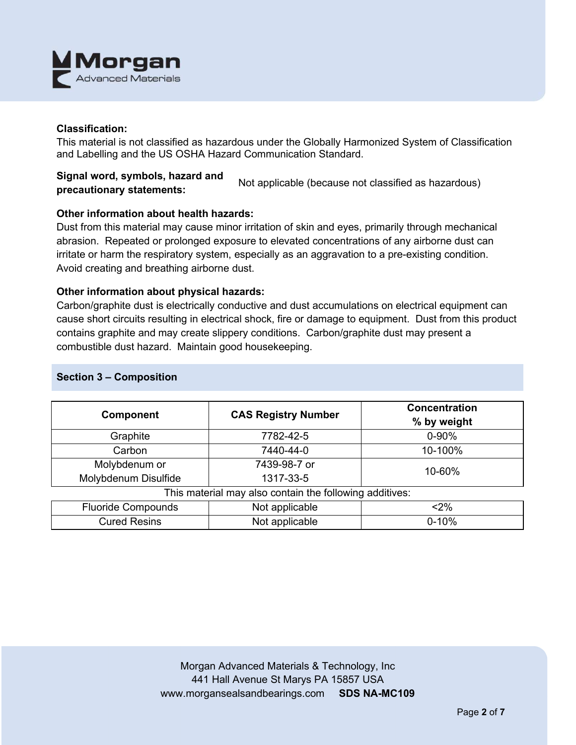**Classification:**
This material is not classified as hazardous under the Globally Harmonized System of Classification and Labelling and the US OSHA Hazard Communication Standard.

**Signal word, symbols, hazard and precautionary statements:** Not applicable (because not classified as hazardous)

**Other information about health hazards:**
Dust from this material may cause minor irritation of skin and eyes, primarily through mechanical abrasion. Repeated or prolonged exposure to elevated concentrations of any airborne dust can irritate or harm the respiratory system, especially as an aggravation to a pre-existing condition. Avoid creating and breathing airborne dust.

**Other information about physical hazards:**
Carbon/graphite dust is electrically conductive and dust accumulations on electrical equipment can cause short circuits resulting in electrical shock, fire or damage to equipment. Dust from this product contains graphite and may create slippery conditions. Carbon/graphite dust may present a combustible dust hazard. Maintain good housekeeping.

## Section 3 – Composition

| Component | CAS Registry Number | Concentration % by weight |
|---|---|---|
| Graphite | 7782-42-5 | 0-90% |
| Carbon | 7440-44-0 | 10-100% |
| Molybdenum or Molybdenum Disulfide | 7439-98-7 or 1317-33-5 | 10-60% |
| This material may also contain the following additives: | | |
| Fluoride Compounds | Not applicable | <2% |
| Cured Resins | Not applicable | 0-10% |

Morgan Advanced Materials & Technology, Inc
441 Hall Avenue St Marys PA 15857 USA
www.morgansealsandbearings.com **SDS NA-MC109**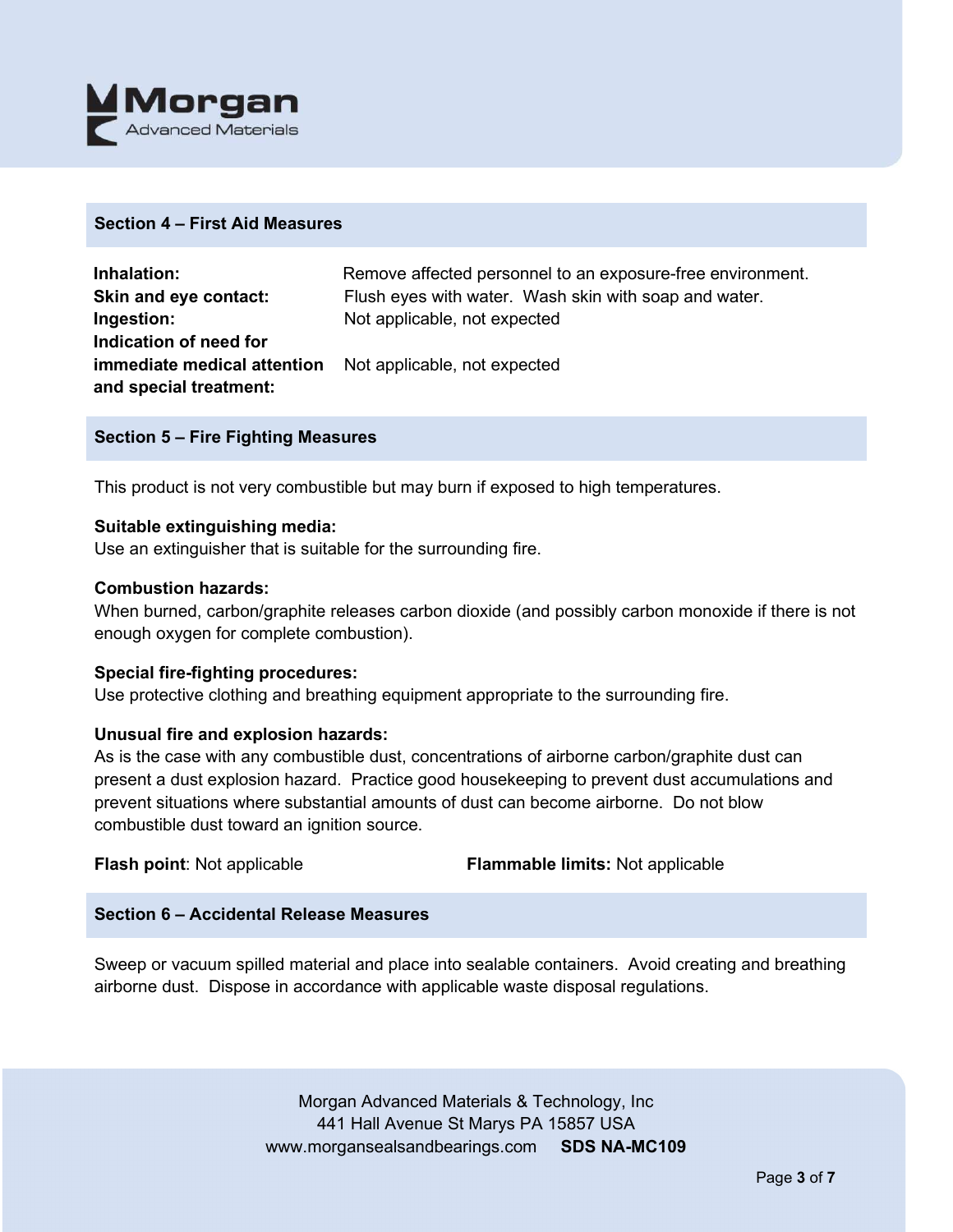## Section 4 – First Aid Measures

**Inhalation:** Remove affected personnel to an exposure-free environment.

**Skin and eye contact:** Flush eyes with water. Wash skin with soap and water.

**Ingestion:** Not applicable, not expected

**Indication of need for immediate medical attention and special treatment:** Not applicable, not expected

## Section 5 – Fire Fighting Measures

This product is not very combustible but may burn if exposed to high temperatures.

**Suitable extinguishing media:**
Use an extinguisher that is suitable for the surrounding fire.

**Combustion hazards:**
When burned, carbon/graphite releases carbon dioxide (and possibly carbon monoxide if there is not enough oxygen for complete combustion).

**Special fire-fighting procedures:**
Use protective clothing and breathing equipment appropriate to the surrounding fire.

**Unusual fire and explosion hazards:**
As is the case with any combustible dust, concentrations of airborne carbon/graphite dust can present a dust explosion hazard. Practice good housekeeping to prevent dust accumulations and prevent situations where substantial amounts of dust can become airborne. Do not blow combustible dust toward an ignition source.

**Flash point**: Not applicable

**Flammable limits:** Not applicable

## Section 6 – Accidental Release Measures

Sweep or vacuum spilled material and place into sealable containers. Avoid creating and breathing airborne dust. Dispose in accordance with applicable waste disposal regulations.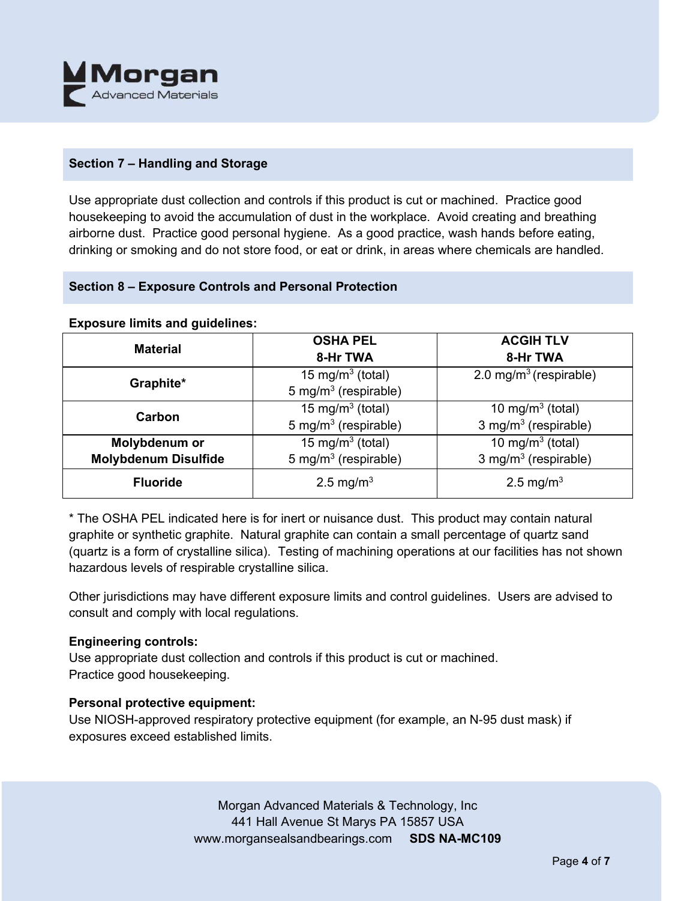## Section 7 – Handling and Storage

Use appropriate dust collection and controls if this product is cut or machined. Practice good housekeeping to avoid the accumulation of dust in the workplace. Avoid creating and breathing airborne dust. Practice good personal hygiene. As a good practice, wash hands before eating, drinking or smoking and do not store food, or eat or drink, in areas where chemicals are handled.

## Section 8 – Exposure Controls and Personal Protection

**Exposure limits and guidelines:**

| Material | OSHA PEL 8-Hr TWA | ACGIH TLV 8-Hr TWA |
|---|---|---|
| **Graphite*** | 15 $mg/m^3$ (total)<br>5 $mg/m^3$ (respirable) | 2.0 $mg/m^3$ (respirable) |
| **Carbon** | 15 $mg/m^3$ (total)<br>5 $mg/m^3$ (respirable) | 10 $mg/m^3$ (total)<br>3 $mg/m^3$ (respirable) |
| **Molybdenum or Molybdenum Disulfide** | 15 $mg/m^3$ (total)<br>5 $mg/m^3$ (respirable) | 10 $mg/m^3$ (total)<br>3 $mg/m^3$ (respirable) |
| **Fluoride** | 2.5 $mg/m^3$ | 2.5 $mg/m^3$ |

* The OSHA PEL indicated here is for inert or nuisance dust. This product may contain natural graphite or synthetic graphite. Natural graphite can contain a small percentage of quartz sand (quartz is a form of crystalline silica). Testing of machining operations at our facilities has not shown hazardous levels of respirable crystalline silica.

Other jurisdictions may have different exposure limits and control guidelines. Users are advised to consult and comply with local regulations.

**Engineering controls:**
Use appropriate dust collection and controls if this product is cut or machined.
Practice good housekeeping.

**Personal protective equipment:**
Use NIOSH-approved respiratory protective equipment (for example, an N-95 dust mask) if exposures exceed established limits.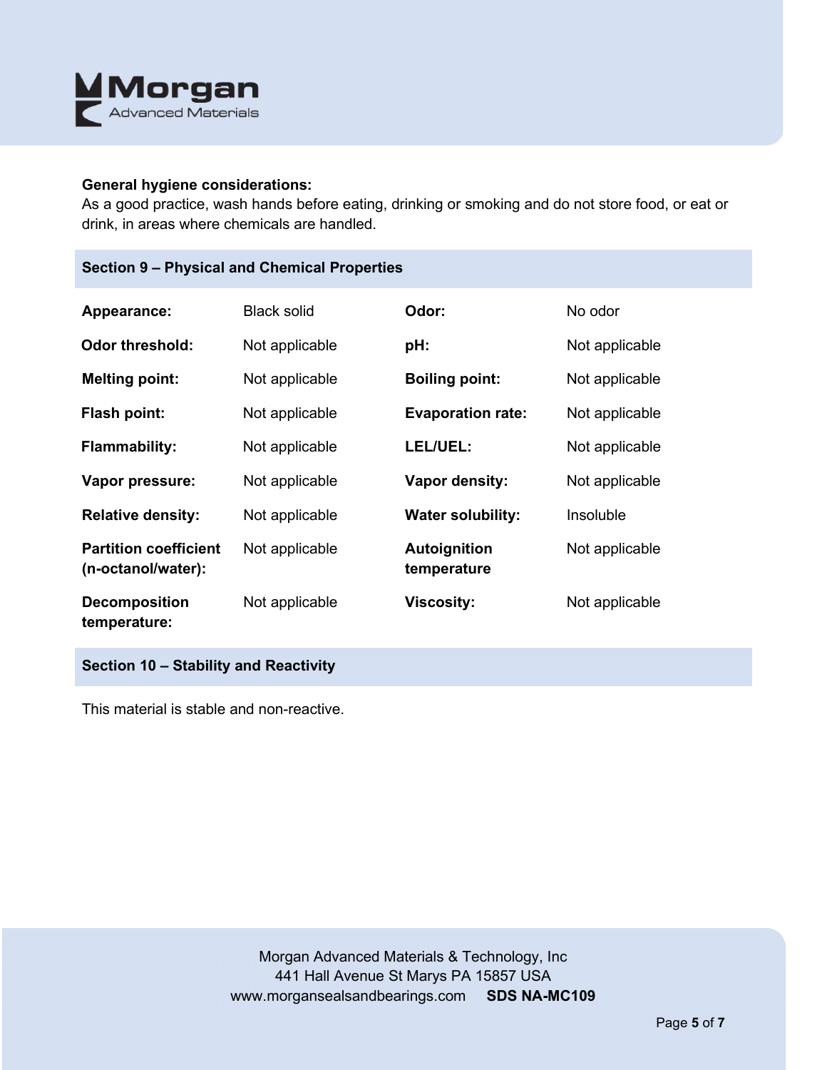**General hygiene considerations:**
As a good practice, wash hands before eating, drinking or smoking and do not store food, or eat or drink, in areas where chemicals are handled.

## Section 9 – Physical and Chemical Properties

| | | | |
|---|---|---|---|
| **Appearance:** | Black solid | **Odor:** | No odor |
| **Odor threshold:** | Not applicable | **pH:** | Not applicable |
| **Melting point:** | Not applicable | **Boiling point:** | Not applicable |
| **Flash point:** | Not applicable | **Evaporation rate:** | Not applicable |
| **Flammability:** | Not applicable | **LEL/UEL:** | Not applicable |
| **Vapor pressure:** | Not applicable | **Vapor density:** | Not applicable |
| **Relative density:** | Not applicable | **Water solubility:** | Insoluble |
| **Partition coefficient (n-octanol/water):** | Not applicable | **Autoignition temperature** | Not applicable |
| **Decomposition temperature:** | Not applicable | **Viscosity:** | Not applicable |

## Section 10 – Stability and Reactivity

This material is stable and non-reactive.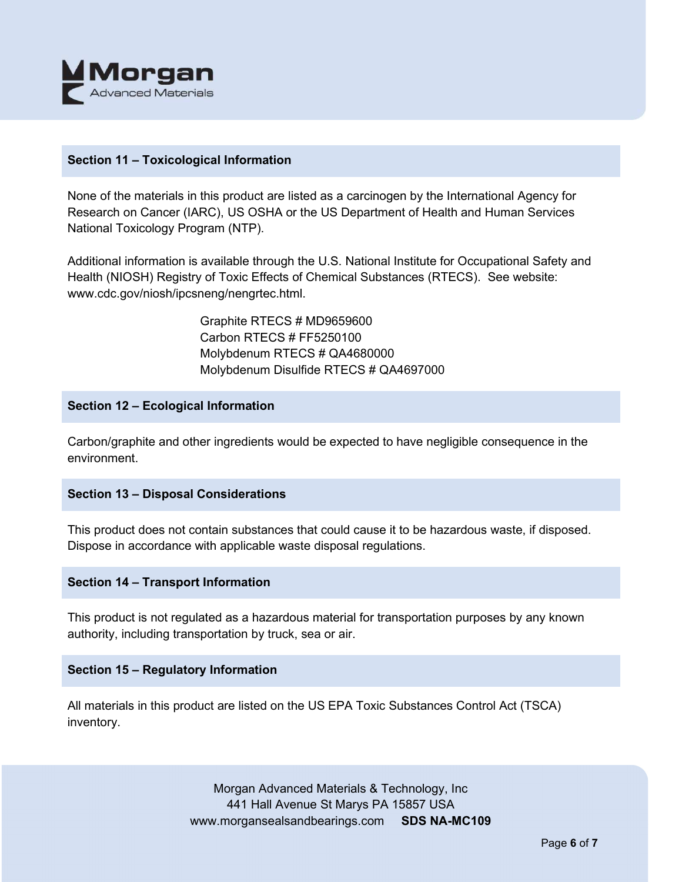## Section 11 – Toxicological Information

None of the materials in this product are listed as a carcinogen by the International Agency for Research on Cancer (IARC), US OSHA or the US Department of Health and Human Services National Toxicology Program (NTP).

Additional information is available through the U.S. National Institute for Occupational Safety and Health (NIOSH) Registry of Toxic Effects of Chemical Substances (RTECS). See website: www.cdc.gov/niosh/ipcsneng/nengrtec.html.

Graphite RTECS # MD9659600
Carbon RTECS # FF5250100
Molybdenum RTECS # QA4680000
Molybdenum Disulfide RTECS # QA4697000

## Section 12 – Ecological Information

Carbon/graphite and other ingredients would be expected to have negligible consequence in the environment.

## Section 13 – Disposal Considerations

This product does not contain substances that could cause it to be hazardous waste, if disposed. Dispose in accordance with applicable waste disposal regulations.

## Section 14 – Transport Information

This product is not regulated as a hazardous material for transportation purposes by any known authority, including transportation by truck, sea or air.

## Section 15 – Regulatory Information

All materials in this product are listed on the US EPA Toxic Substances Control Act (TSCA) inventory.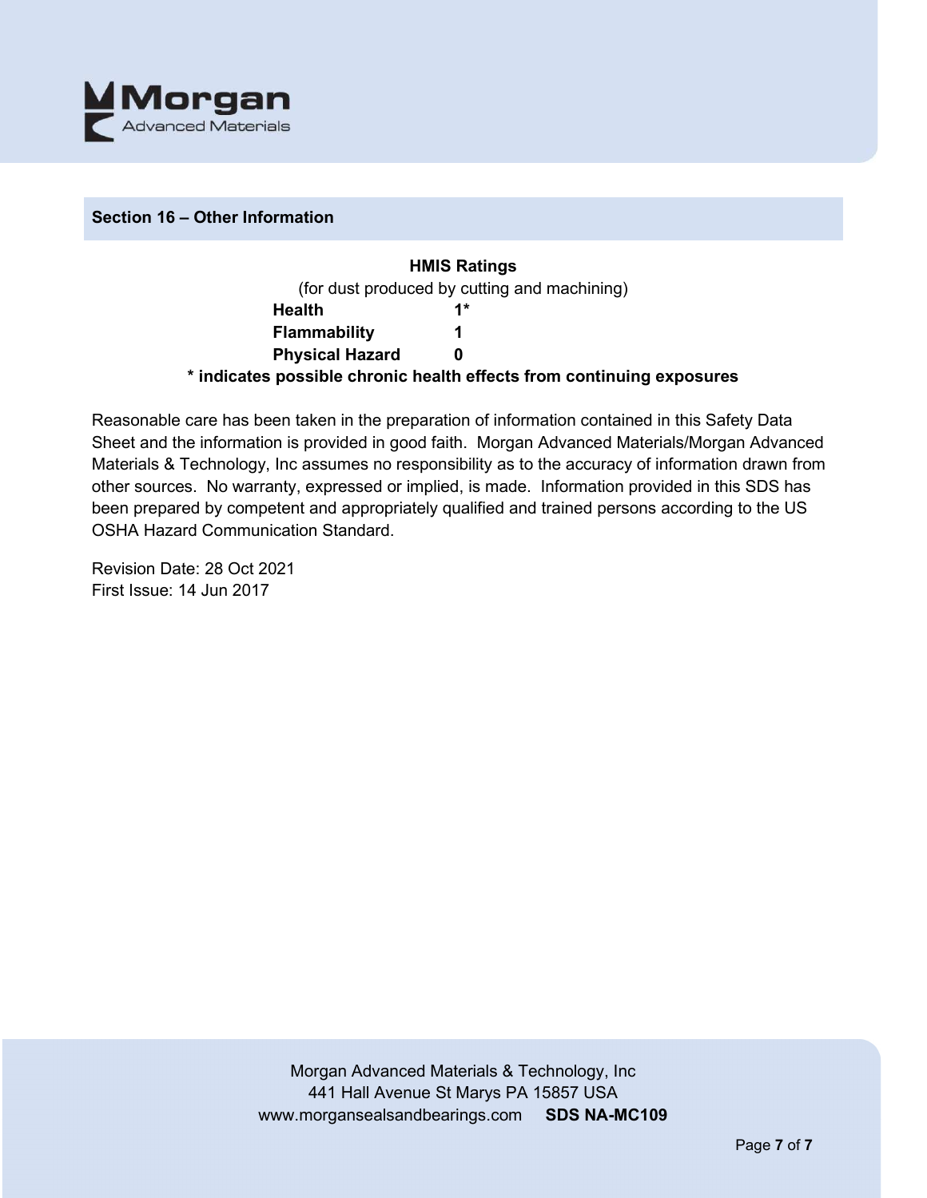## Section 16 – Other Information

**HMIS Ratings**

(for dust produced by cutting and machining)

| | |
|---|---|
| **Health** | **1*** |
| **Flammability** | **1** |
| **Physical Hazard** | **0** |

**\* indicates possible chronic health effects from continuing exposures**

Reasonable care has been taken in the preparation of information contained in this Safety Data Sheet and the information is provided in good faith. Morgan Advanced Materials/Morgan Advanced Materials & Technology, Inc assumes no responsibility as to the accuracy of information drawn from other sources. No warranty, expressed or implied, is made. Information provided in this SDS has been prepared by competent and appropriately qualified and trained persons according to the US OSHA Hazard Communication Standard.

Revision Date: 28 Oct 2021
First Issue: 14 Jun 2017

Morgan Advanced Materials & Technology, Inc
441 Hall Avenue St Marys PA 15857 USA
www.morgansealsandbearings.com **SDS NA-MC109**